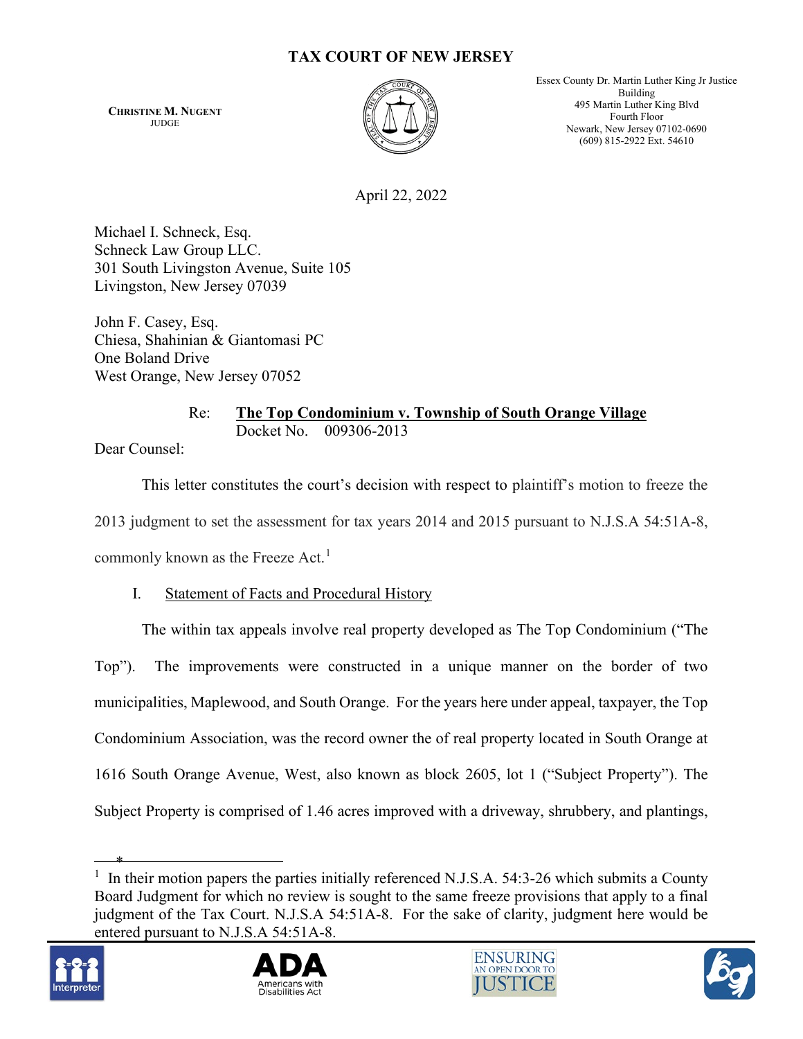# TAX COURT OF NEW JERSEY

**CHRISTINE M. NUGENT**
JUDGE

Essex County Dr. Martin Luther King Jr Justice Building
495 Martin Luther King Blvd
Fourth Floor
Newark, New Jersey 07102-0690
(609) 815-2922 Ext. 54610

April 22, 2022

Michael I. Schneck, Esq.
Schneck Law Group LLC.
301 South Livingston Avenue, Suite 105
Livingston, New Jersey 07039

John F. Casey, Esq.
Chiesa, Shahinian & Giantomasi PC
One Boland Drive
West Orange, New Jersey 07052

Re: <u>**The Top Condominium v. Township of South Orange Village**</u>
Docket No. 009306-2013

Dear Counsel:

This letter constitutes the court's decision with respect to plaintiff's motion to freeze the 2013 judgment to set the assessment for tax years 2014 and 2015 pursuant to N.J.S.A 54:51A-8, commonly known as the Freeze Act.[1]

I. <u>Statement of Facts and Procedural History</u>

The within tax appeals involve real property developed as The Top Condominium ("The Top"). The improvements were constructed in a unique manner on the border of two municipalities, Maplewood, and South Orange. For the years here under appeal, taxpayer, the Top Condominium Association, was the record owner the of real property located in South Orange at 1616 South Orange Avenue, West, also known as block 2605, lot 1 ("Subject Property"). The Subject Property is comprised of 1.46 acres improved with a driveway, shrubbery, and plantings,

---

[1] In their motion papers the parties initially referenced N.J.S.A. 54:3-26 which submits a County Board Judgment for which no review is sought to the same freeze provisions that apply to a final judgment of the Tax Court. N.J.S.A 54:51A-8. For the sake of clarity, judgment here would be entered pursuant to N.J.S.A 54:51A-8.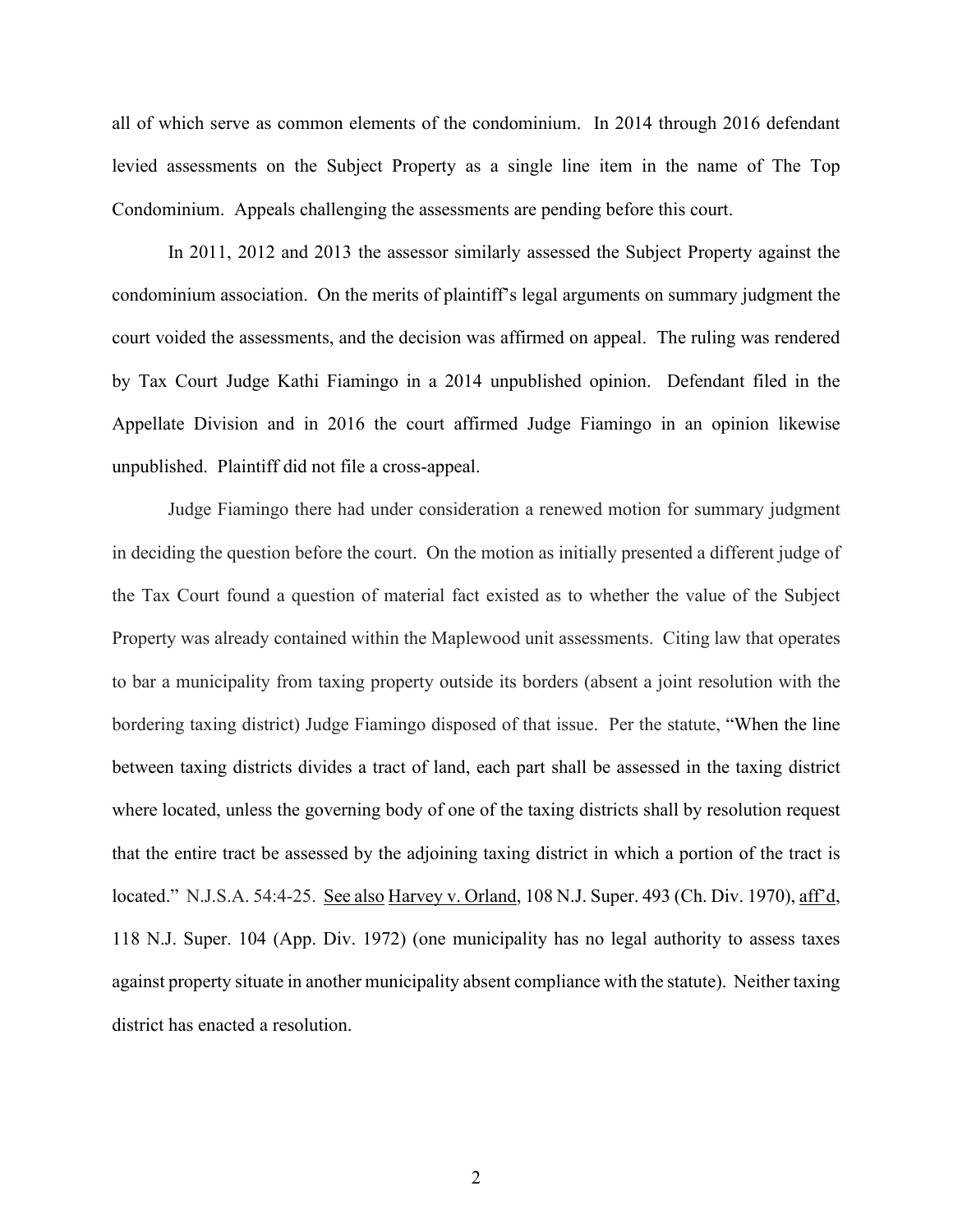all of which serve as common elements of the condominium. In 2014 through 2016 defendant levied assessments on the Subject Property as a single line item in the name of The Top Condominium. Appeals challenging the assessments are pending before this court.

In 2011, 2012 and 2013 the assessor similarly assessed the Subject Property against the condominium association. On the merits of plaintiff's legal arguments on summary judgment the court voided the assessments, and the decision was affirmed on appeal. The ruling was rendered by Tax Court Judge Kathi Fiamingo in a 2014 unpublished opinion. Defendant filed in the Appellate Division and in 2016 the court affirmed Judge Fiamingo in an opinion likewise unpublished. Plaintiff did not file a cross-appeal.

Judge Fiamingo there had under consideration a renewed motion for summary judgment in deciding the question before the court. On the motion as initially presented a different judge of the Tax Court found a question of material fact existed as to whether the value of the Subject Property was already contained within the Maplewood unit assessments. Citing law that operates to bar a municipality from taxing property outside its borders (absent a joint resolution with the bordering taxing district) Judge Fiamingo disposed of that issue. Per the statute, "When the line between taxing districts divides a tract of land, each part shall be assessed in the taxing district where located, unless the governing body of one of the taxing districts shall by resolution request that the entire tract be assessed by the adjoining taxing district in which a portion of the tract is located." N.J.S.A. 54:4-25. <u>See also</u> <u>Harvey v. Orland</u>, 108 N.J. Super. 493 (Ch. Div. 1970), <u>aff'd</u>, 118 N.J. Super. 104 (App. Div. 1972) (one municipality has no legal authority to assess taxes against property situate in another municipality absent compliance with the statute). Neither taxing district has enacted a resolution.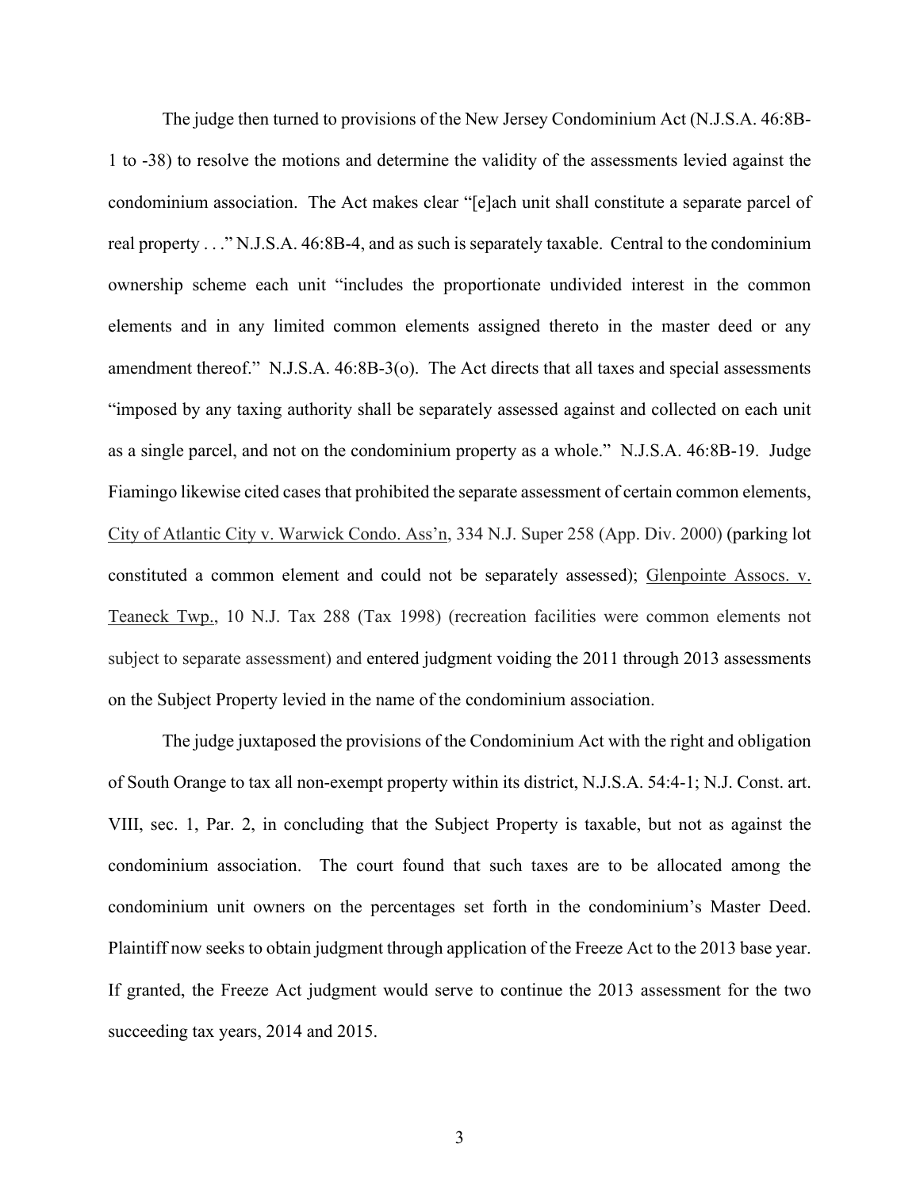The judge then turned to provisions of the New Jersey Condominium Act (N.J.S.A. 46:8B-1 to -38) to resolve the motions and determine the validity of the assessments levied against the condominium association. The Act makes clear "[e]ach unit shall constitute a separate parcel of real property . . ." N.J.S.A. 46:8B-4, and as such is separately taxable. Central to the condominium ownership scheme each unit "includes the proportionate undivided interest in the common elements and in any limited common elements assigned thereto in the master deed or any amendment thereof." N.J.S.A. 46:8B-3(o). The Act directs that all taxes and special assessments "imposed by any taxing authority shall be separately assessed against and collected on each unit as a single parcel, and not on the condominium property as a whole." N.J.S.A. 46:8B-19. Judge Fiamingo likewise cited cases that prohibited the separate assessment of certain common elements, City of Atlantic City v. Warwick Condo. Ass'n, 334 N.J. Super 258 (App. Div. 2000) (parking lot constituted a common element and could not be separately assessed); Glenpointe Assocs. v. Teaneck Twp., 10 N.J. Tax 288 (Tax 1998) (recreation facilities were common elements not subject to separate assessment) and entered judgment voiding the 2011 through 2013 assessments on the Subject Property levied in the name of the condominium association.

The judge juxtaposed the provisions of the Condominium Act with the right and obligation of South Orange to tax all non-exempt property within its district, N.J.S.A. 54:4-1; N.J. Const. art. VIII, sec. 1, Par. 2, in concluding that the Subject Property is taxable, but not as against the condominium association. The court found that such taxes are to be allocated among the condominium unit owners on the percentages set forth in the condominium's Master Deed. Plaintiff now seeks to obtain judgment through application of the Freeze Act to the 2013 base year. If granted, the Freeze Act judgment would serve to continue the 2013 assessment for the two succeeding tax years, 2014 and 2015.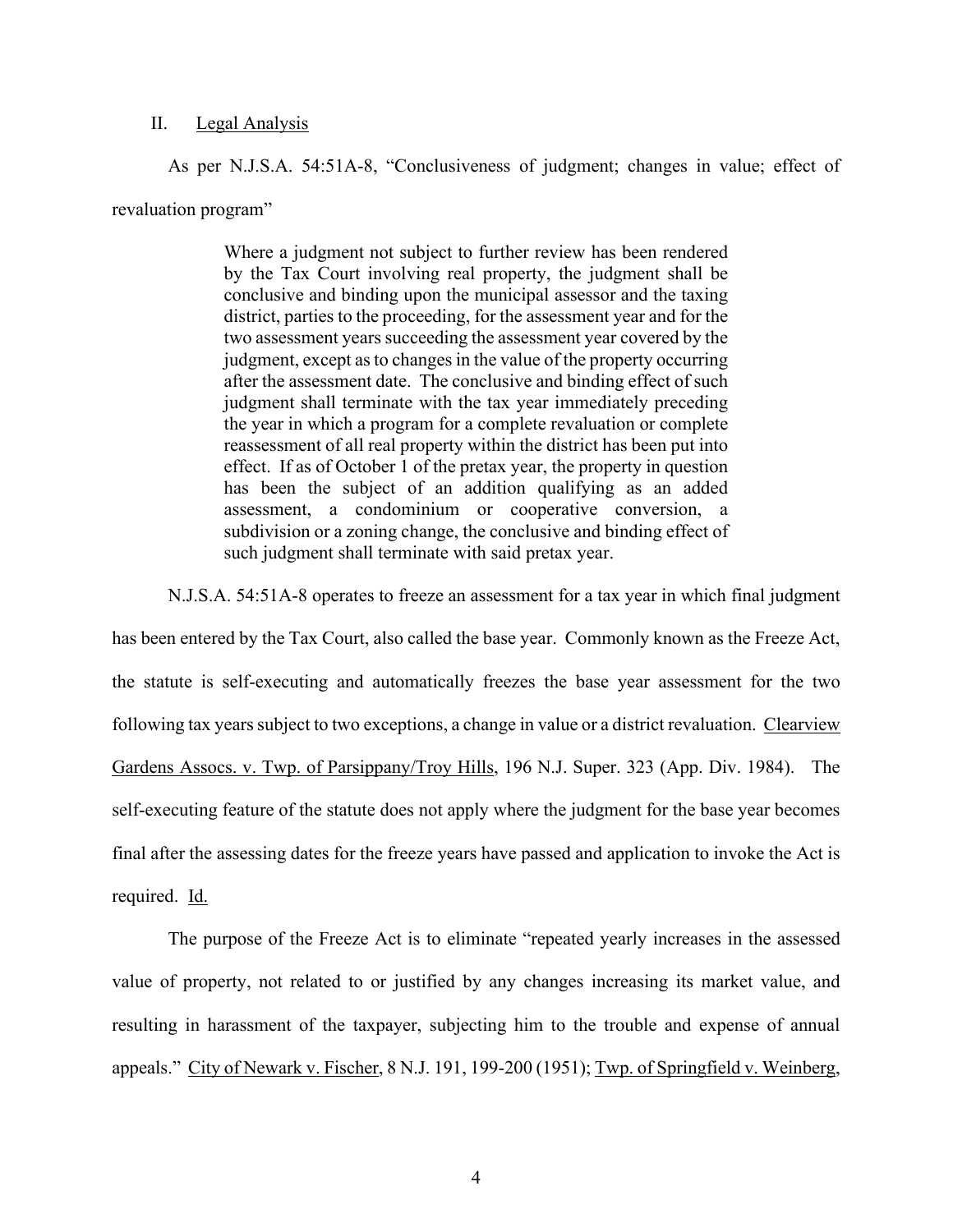## II. Legal Analysis

As per N.J.S.A. 54:51A-8, "Conclusiveness of judgment; changes in value; effect of revaluation program"

> Where a judgment not subject to further review has been rendered by the Tax Court involving real property, the judgment shall be conclusive and binding upon the municipal assessor and the taxing district, parties to the proceeding, for the assessment year and for the two assessment years succeeding the assessment year covered by the judgment, except as to changes in the value of the property occurring after the assessment date. The conclusive and binding effect of such judgment shall terminate with the tax year immediately preceding the year in which a program for a complete revaluation or complete reassessment of all real property within the district has been put into effect. If as of October 1 of the pretax year, the property in question has been the subject of an addition qualifying as an added assessment, a condominium or cooperative conversion, a subdivision or a zoning change, the conclusive and binding effect of such judgment shall terminate with said pretax year.

N.J.S.A. 54:51A-8 operates to freeze an assessment for a tax year in which final judgment has been entered by the Tax Court, also called the base year. Commonly known as the Freeze Act, the statute is self-executing and automatically freezes the base year assessment for the two following tax years subject to two exceptions, a change in value or a district revaluation. Clearview Gardens Assocs. v. Twp. of Parsippany/Troy Hills, 196 N.J. Super. 323 (App. Div. 1984). The self-executing feature of the statute does not apply where the judgment for the base year becomes final after the assessing dates for the freeze years have passed and application to invoke the Act is required. Id.

The purpose of the Freeze Act is to eliminate "repeated yearly increases in the assessed value of property, not related to or justified by any changes increasing its market value, and resulting in harassment of the taxpayer, subjecting him to the trouble and expense of annual appeals." City of Newark v. Fischer, 8 N.J. 191, 199-200 (1951); Twp. of Springfield v. Weinberg,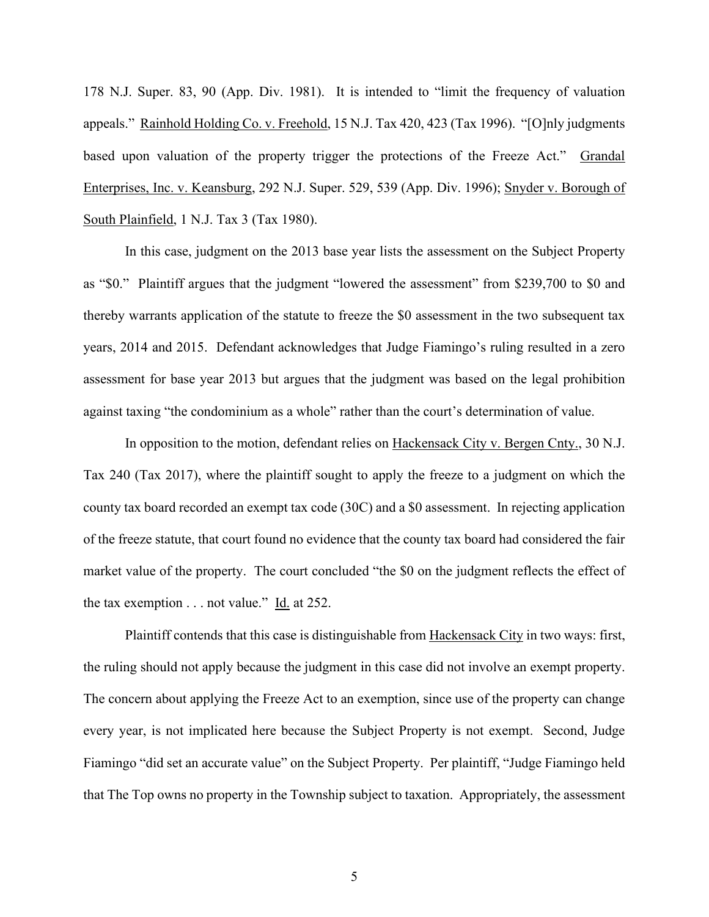178 N.J. Super. 83, 90 (App. Div. 1981). It is intended to "limit the frequency of valuation appeals." Rainhold Holding Co. v. Freehold, 15 N.J. Tax 420, 423 (Tax 1996). "[O]nly judgments based upon valuation of the property trigger the protections of the Freeze Act." Grandal Enterprises, Inc. v. Keansburg, 292 N.J. Super. 529, 539 (App. Div. 1996); Snyder v. Borough of South Plainfield, 1 N.J. Tax 3 (Tax 1980).

In this case, judgment on the 2013 base year lists the assessment on the Subject Property as "$0." Plaintiff argues that the judgment "lowered the assessment" from $239,700 to $0 and thereby warrants application of the statute to freeze the $0 assessment in the two subsequent tax years, 2014 and 2015. Defendant acknowledges that Judge Fiamingo's ruling resulted in a zero assessment for base year 2013 but argues that the judgment was based on the legal prohibition against taxing "the condominium as a whole" rather than the court's determination of value.

In opposition to the motion, defendant relies on Hackensack City v. Bergen Cnty., 30 N.J. Tax 240 (Tax 2017), where the plaintiff sought to apply the freeze to a judgment on which the county tax board recorded an exempt tax code (30C) and a $0 assessment. In rejecting application of the freeze statute, that court found no evidence that the county tax board had considered the fair market value of the property. The court concluded "the $0 on the judgment reflects the effect of the tax exemption . . . not value." Id. at 252.

Plaintiff contends that this case is distinguishable from Hackensack City in two ways: first, the ruling should not apply because the judgment in this case did not involve an exempt property. The concern about applying the Freeze Act to an exemption, since use of the property can change every year, is not implicated here because the Subject Property is not exempt. Second, Judge Fiamingo "did set an accurate value" on the Subject Property. Per plaintiff, "Judge Fiamingo held that The Top owns no property in the Township subject to taxation. Appropriately, the assessment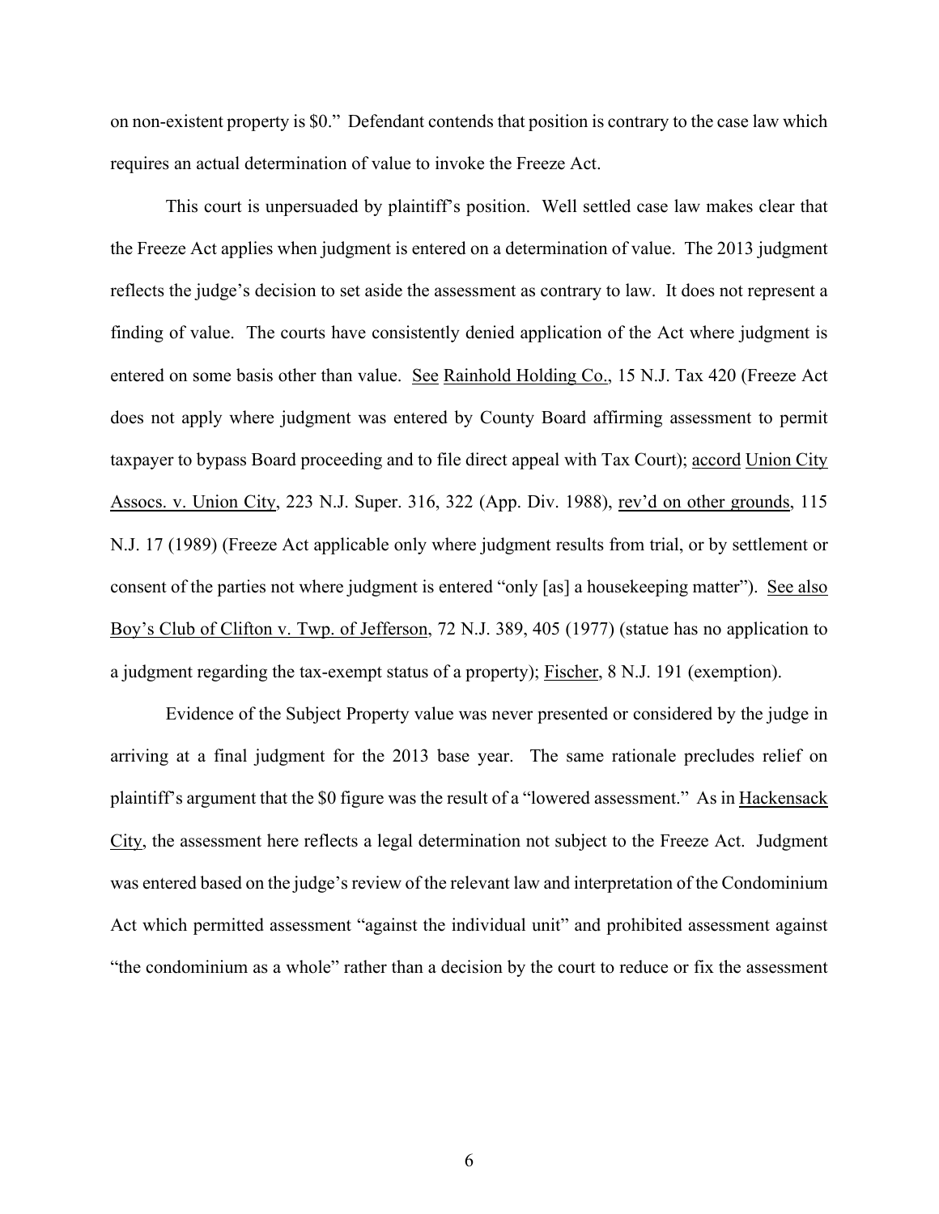on non-existent property is $0." Defendant contends that position is contrary to the case law which requires an actual determination of value to invoke the Freeze Act.

This court is unpersuaded by plaintiff's position. Well settled case law makes clear that the Freeze Act applies when judgment is entered on a determination of value. The 2013 judgment reflects the judge's decision to set aside the assessment as contrary to law. It does not represent a finding of value. The courts have consistently denied application of the Act where judgment is entered on some basis other than value. See Rainhold Holding Co., 15 N.J. Tax 420 (Freeze Act does not apply where judgment was entered by County Board affirming assessment to permit taxpayer to bypass Board proceeding and to file direct appeal with Tax Court); accord Union City Assocs. v. Union City, 223 N.J. Super. 316, 322 (App. Div. 1988), rev'd on other grounds, 115 N.J. 17 (1989) (Freeze Act applicable only where judgment results from trial, or by settlement or consent of the parties not where judgment is entered "only [as] a housekeeping matter"). See also Boy's Club of Clifton v. Twp. of Jefferson, 72 N.J. 389, 405 (1977) (statue has no application to a judgment regarding the tax-exempt status of a property); Fischer, 8 N.J. 191 (exemption).

Evidence of the Subject Property value was never presented or considered by the judge in arriving at a final judgment for the 2013 base year. The same rationale precludes relief on plaintiff's argument that the $0 figure was the result of a "lowered assessment." As in Hackensack City, the assessment here reflects a legal determination not subject to the Freeze Act. Judgment was entered based on the judge's review of the relevant law and interpretation of the Condominium Act which permitted assessment "against the individual unit" and prohibited assessment against "the condominium as a whole" rather than a decision by the court to reduce or fix the assessment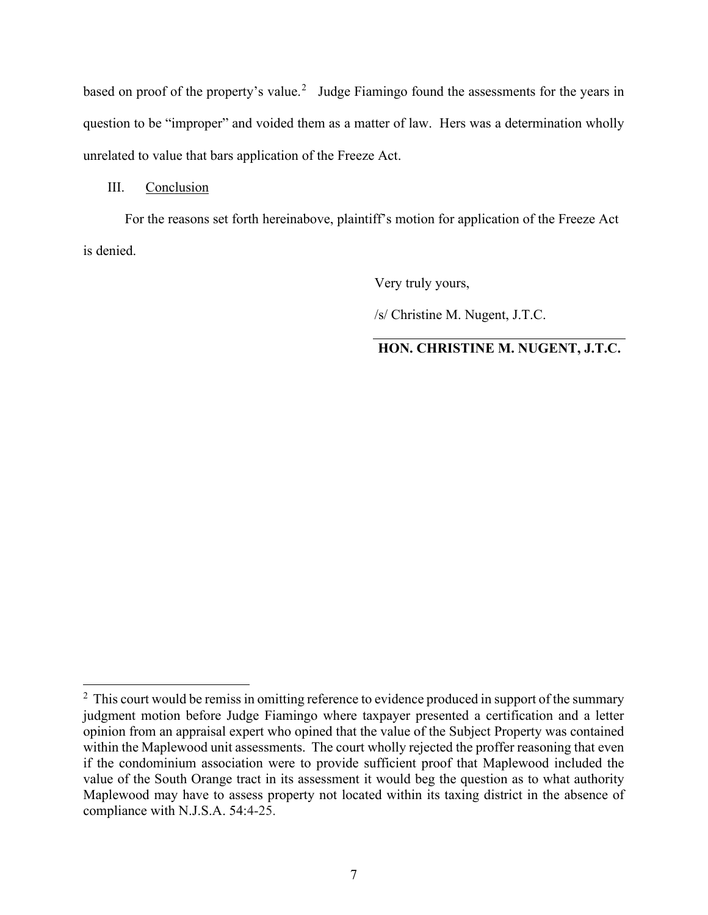based on proof of the property's value.[2] Judge Fiamingo found the assessments for the years in question to be "improper" and voided them as a matter of law. Hers was a determination wholly unrelated to value that bars application of the Freeze Act.

III. Conclusion

For the reasons set forth hereinabove, plaintiff's motion for application of the Freeze Act is denied.

Very truly yours,

/s/ Christine M. Nugent, J.T.C.

**HON. CHRISTINE M. NUGENT, J.T.C.**

---

[2] This court would be remiss in omitting reference to evidence produced in support of the summary judgment motion before Judge Fiamingo where taxpayer presented a certification and a letter opinion from an appraisal expert who opined that the value of the Subject Property was contained within the Maplewood unit assessments. The court wholly rejected the proffer reasoning that even if the condominium association were to provide sufficient proof that Maplewood included the value of the South Orange tract in its assessment it would beg the question as to what authority Maplewood may have to assess property not located within its taxing district in the absence of compliance with N.J.S.A. 54:4-25.